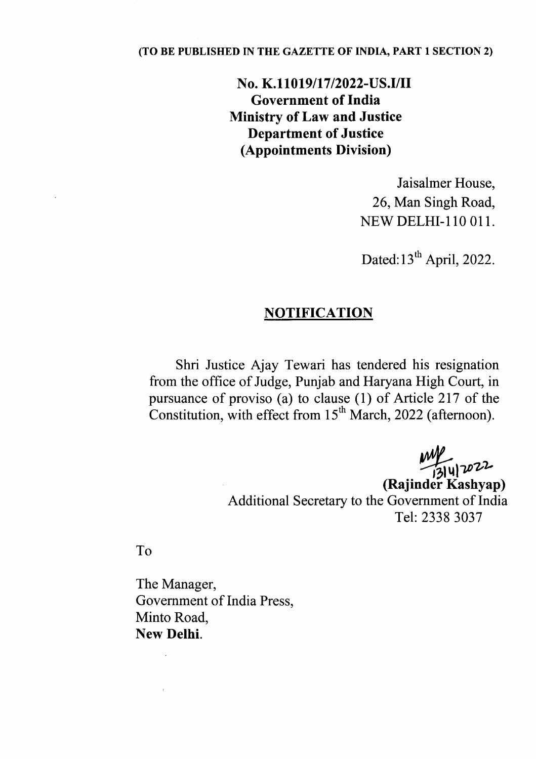(TO BE PUBLISHED IN THE GAZETTE OF INDIA, PART 1 SECTION 2)

**No. K.11019/17/2022-US.I/II**
**Government of India**
**Ministry of Law and Justice**
**Department of Justice**
**(Appointments Division)**

Jaisalmer House,
26, Man Singh Road,
NEW DELHI-110 011.

Dated: 13th April, 2022.

## NOTIFICATION

Shri Justice Ajay Tewari has tendered his resignation from the office of Judge, Punjab and Haryana High Court, in pursuance of proviso (a) to clause (1) of Article 217 of the Constitution, with effect from 15th March, 2022 (afternoon).

13/4/2022
**(Rajinder Kashyap)**
Additional Secretary to the Government of India
Tel: 2338 3037

To

The Manager,
Government of India Press,
Minto Road,
**New Delhi.**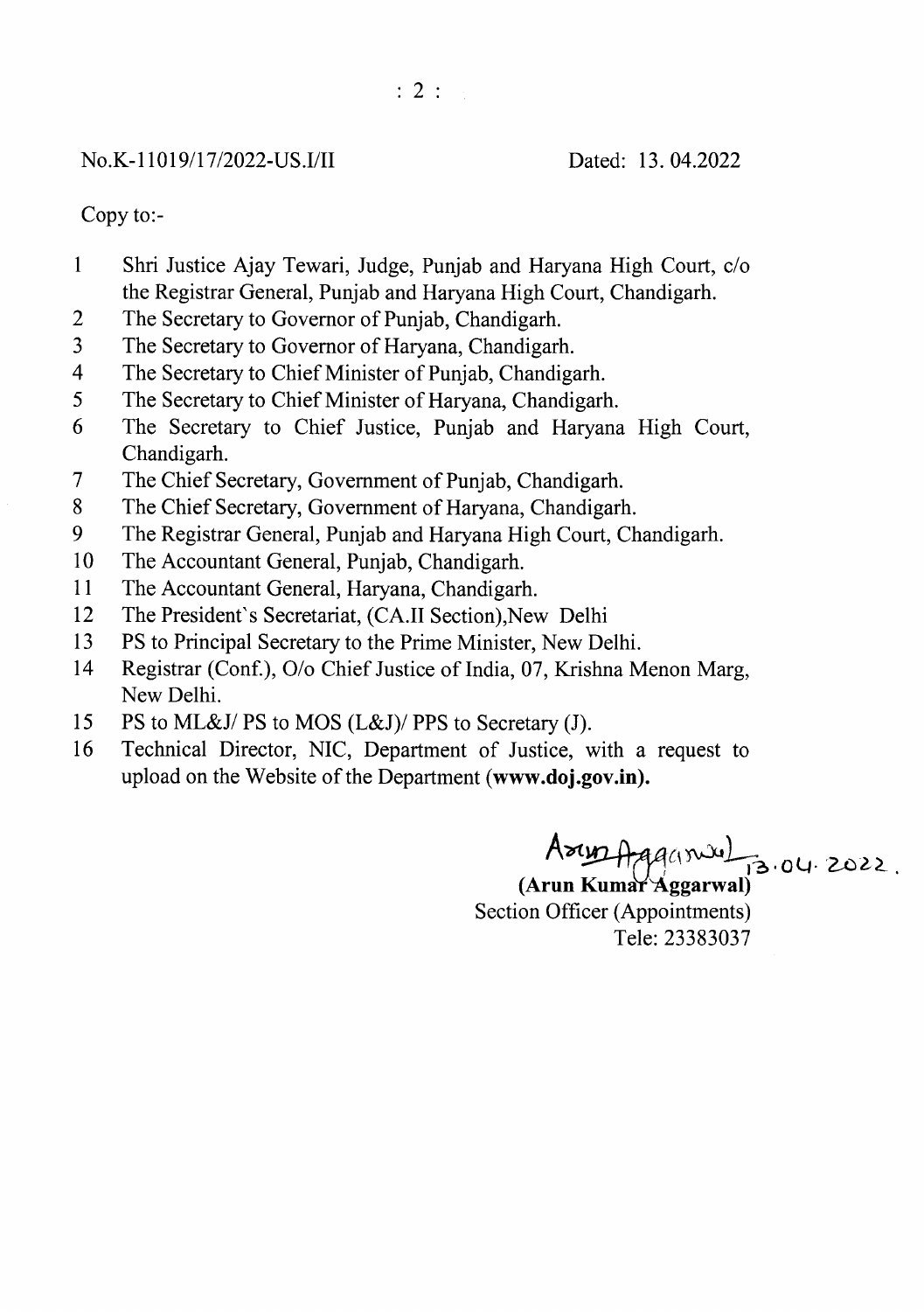No.K-11019/17/2022-US.I/II Dated: 13. 04.2022

Copy to:-

1 Shri Justice Ajay Tewari, Judge, Punjab and Haryana High Court, c/o the Registrar General, Punjab and Haryana High Court, Chandigarh.
2 The Secretary to Governor of Punjab, Chandigarh.
3 The Secretary to Governor of Haryana, Chandigarh.
4 The Secretary to Chief Minister of Punjab, Chandigarh.
5 The Secretary to Chief Minister of Haryana, Chandigarh.
6 The Secretary to Chief Justice, Punjab and Haryana High Court, Chandigarh.
7 The Chief Secretary, Government of Punjab, Chandigarh.
8 The Chief Secretary, Government of Haryana, Chandigarh.
9 The Registrar General, Punjab and Haryana High Court, Chandigarh.
10 The Accountant General, Punjab, Chandigarh.
11 The Accountant General, Haryana, Chandigarh.
12 The President`s Secretariat, (CA.II Section),New Delhi
13 PS to Principal Secretary to the Prime Minister, New Delhi.
14 Registrar (Conf.), O/o Chief Justice of India, 07, Krishna Menon Marg, New Delhi.
15 PS to ML&J/ PS to MOS (L&J)/ PPS to Secretary (J).
16 Technical Director, NIC, Department of Justice, with a request to upload on the Website of the Department (**www.doj.gov.in**).

Arun Aggarwal 13.04.2022.

**(Arun Kumar Aggarwal)**
Section Officer (Appointments)
Tele: 23383037